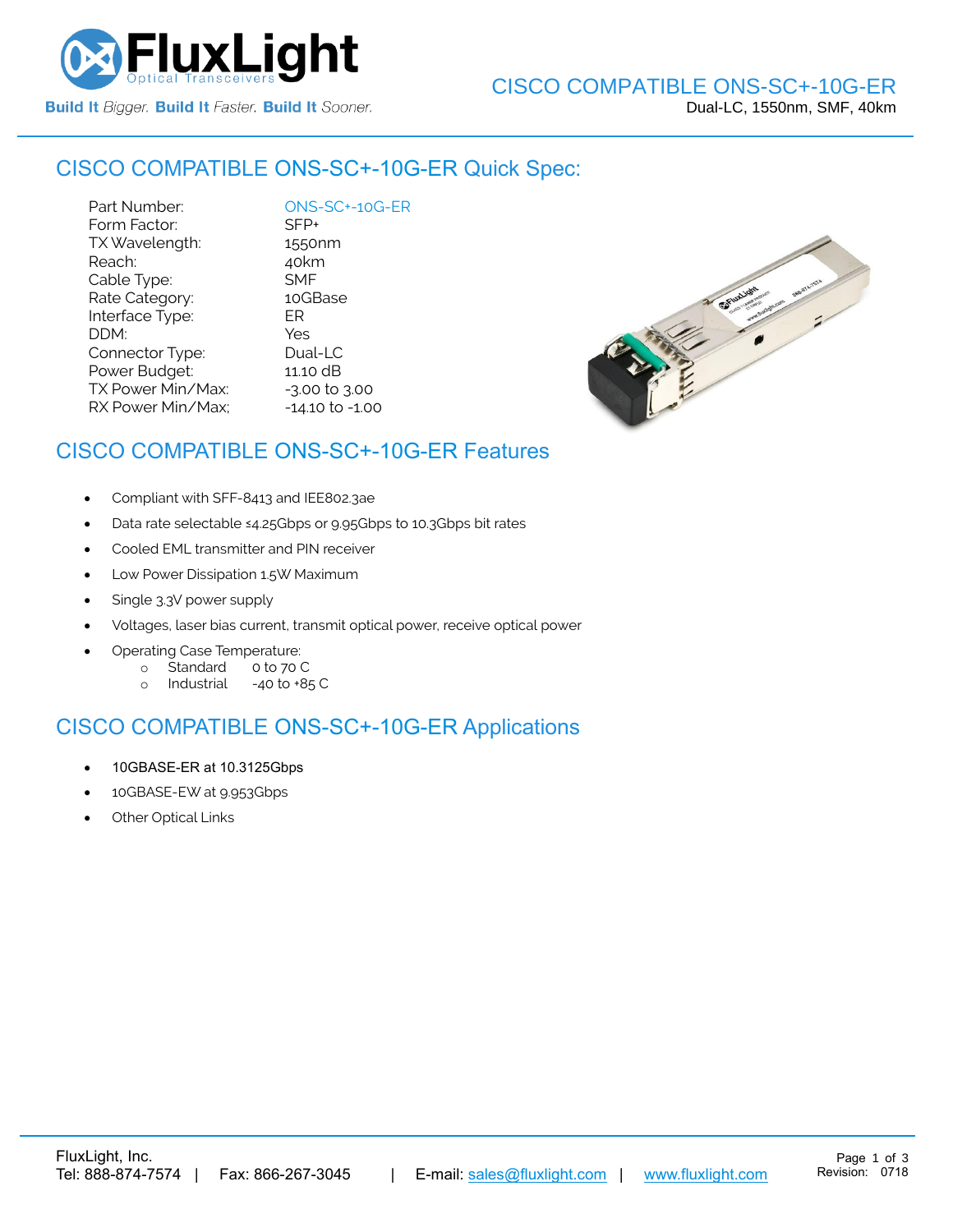# CISCO COMPATIBLE ONS-SC+-10G-ER

Dual-LC, 1550nm, SMF, 40km

## CISCO COMPATIBLE ONS-SC+-10G-ER Quick Spec:

| | |
|---|---|
| Part Number: | ONS-SC+-10G-ER |
| Form Factor: | SFP+ |
| TX Wavelength: | 1550nm |
| Reach: | 40km |
| Cable Type: | SMF |
| Rate Category: | 10GBase |
| Interface Type: | ER |
| DDM: | Yes |
| Connector Type: | Dual-LC |
| Power Budget: | 11.10 dB |
| TX Power Min/Max: | -3.00 to 3.00 |
| RX Power Min/Max: | -14.10 to -1.00 |

## CISCO COMPATIBLE ONS-SC+-10G-ER Features

- Compliant with SFF-8413 and IEE802.3ae
- Data rate selectable ≤4.25Gbps or 9.95Gbps to 10.3Gbps bit rates
- Cooled EML transmitter and PIN receiver
- Low Power Dissipation 1.5W Maximum
- Single 3.3V power supply
- Voltages, laser bias current, transmit optical power, receive optical power
- Operating Case Temperature:
  - Standard 0 to 70 C
  - Industrial -40 to +85 C

## CISCO COMPATIBLE ONS-SC+-10G-ER Applications

- 10GBASE-ER at 10.3125Gbps
- 10GBASE-EW at 9.953Gbps
- Other Optical Links

FluxLight, Inc.
Tel: 888-874-7574 | Fax: 866-267-3045 | E-mail: sales@fluxlight.com | www.fluxlight.com

Revision: 0718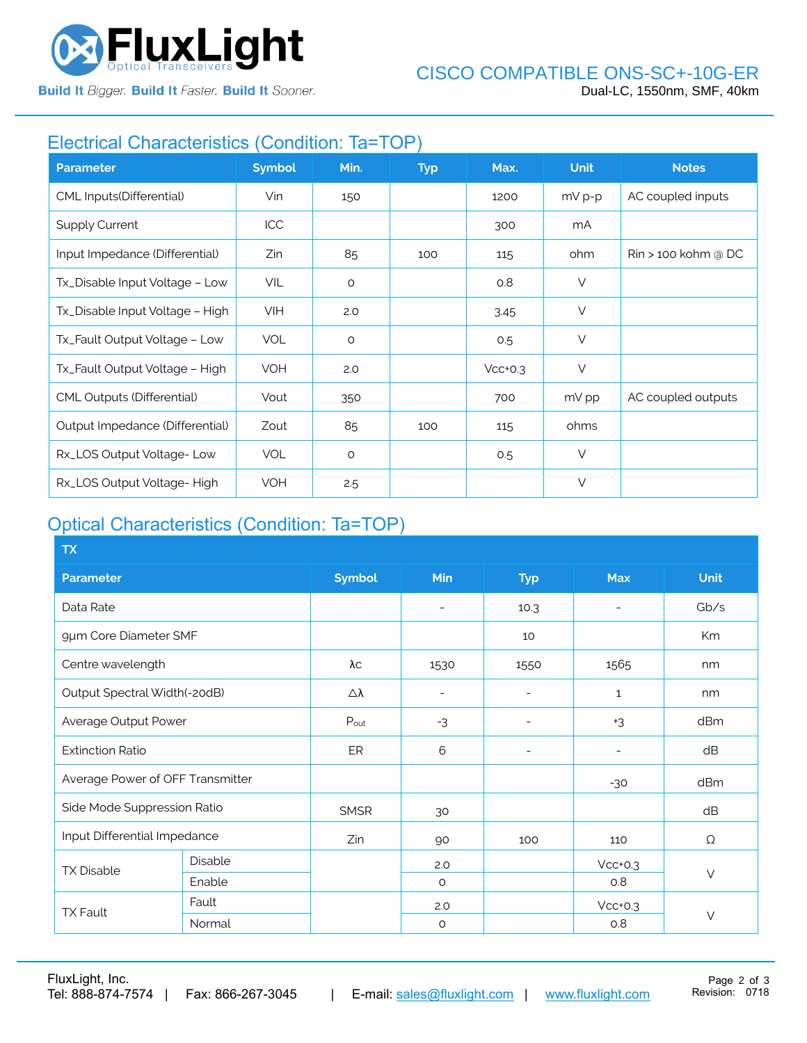## Electrical Characteristics (Condition: Ta=TOP)

| Parameter | Symbol | Min. | Typ | Max. | Unit | Notes |
|---|---|---|---|---|---|---|
| CML Inputs(Differential) | Vin | 150 | | 1200 | mV p-p | AC coupled inputs |
| Supply Current | ICC | | | 300 | mA | |
| Input Impedance (Differential) | Zin | 85 | 100 | 115 | ohm | Rin > 100 kohm @ DC |
| Tx_Disable Input Voltage – Low | VIL | 0 | | 0.8 | V | |
| Tx_Disable Input Voltage – High | VIH | 2.0 | | 3.45 | V | |
| Tx_Fault Output Voltage – Low | VOL | 0 | | 0.5 | V | |
| Tx_Fault Output Voltage – High | VOH | 2.0 | | Vcc+0.3 | V | |
| CML Outputs (Differential) | Vout | 350 | | 700 | mV pp | AC coupled outputs |
| Output Impedance (Differential) | Zout | 85 | 100 | 115 | ohms | |
| Rx_LOS Output Voltage- Low | VOL | 0 | | 0.5 | V | |
| Rx_LOS Output Voltage- High | VOH | 2.5 | | | V | |

## Optical Characteristics (Condition: Ta=TOP)

| TX | | | | | | |
|---|---|---|---|---|---|---|
| **Parameter** | | **Symbol** | **Min** | **Typ** | **Max** | **Unit** |
| Data Rate | | | - | 10.3 | - | Gb/s |
| 9µm Core Diameter SMF | | | | 10 | | Km |
| Centre wavelength | | λc | 1530 | 1550 | 1565 | nm |
| Output Spectral Width(-20dB) | | Δλ | - | - | 1 | nm |
| Average Output Power | | $P_{out}$ | -3 | - | +3 | dBm |
| Extinction Ratio | | ER | 6 | - | - | dB |
| Average Power of OFF Transmitter | | | | | -30 | dBm |
| Side Mode Suppression Ratio | | SMSR | 30 | | | dB |
| Input Differential Impedance | | Zin | 90 | 100 | 110 | Ω |
| TX Disable | Disable | | 2.0 | | Vcc+0.3 | V |
| | Enable | | 0 | | 0.8 | |
| TX Fault | Fault | | 2.0 | | Vcc+0.3 | V |
| | Normal | | 0 | | 0.8 | |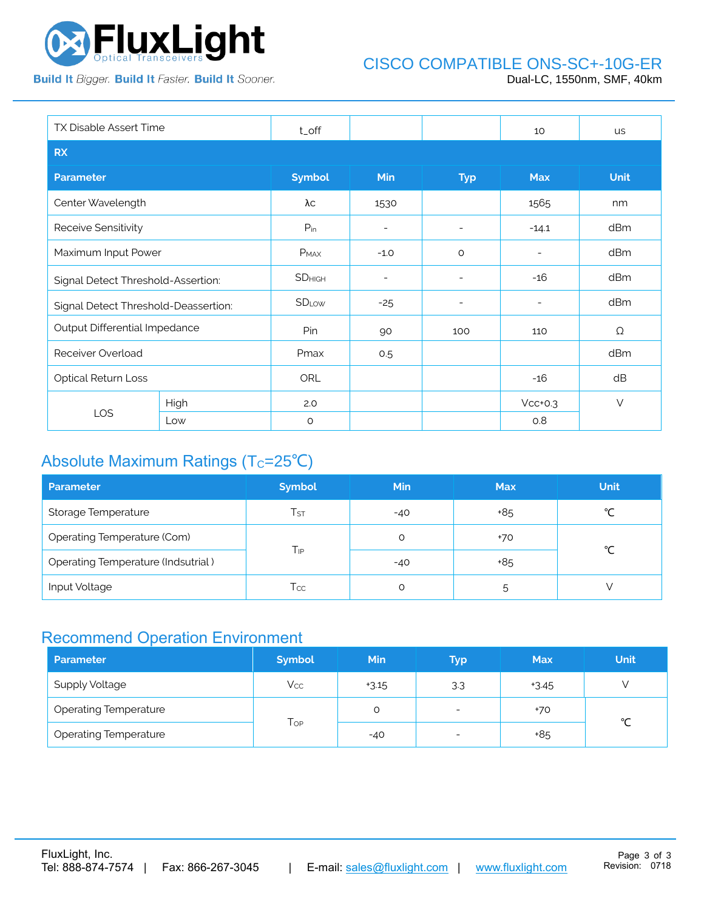| | | | | | |
|---|---|---|---|---|---|
| TX Disable Assert Time | | t_off | | | 10 | us |
| **RX** | | | | | | |
| **Parameter** | | **Symbol** | **Min** | **Typ** | **Max** | **Unit** |
| Center Wavelength | | λc | 1530 | | 1565 | nm |
| Receive Sensitivity | | $P_{in}$ | - | - | -14.1 | dBm |
| Maximum Input Power | | $P_{MAX}$ | -1.0 | 0 | - | dBm |
| Signal Detect Threshold-Assertion: | | $SD_{HIGH}$ | - | - | -16 | dBm |
| Signal Detect Threshold-Deassertion: | | $SD_{LOW}$ | -25 | - | - | dBm |
| Output Differential Impedance | | Pin | 90 | 100 | 110 | Ω |
| Receiver Overload | | Pmax | 0.5 | | | dBm |
| Optical Return Loss | | ORL | | | -16 | dB |
| LOS | High | 2.0 | | | Vcc+0.3 | V |
| | Low | 0 | | | 0.8 | |

## Absolute Maximum Ratings ($T_C$=25℃)

| Parameter | Symbol | Min | Max | Unit |
|---|---|---|---|---|
| Storage Temperature | $T_{ST}$ | -40 | +85 | ℃ |
| Operating Temperature (Com) | $T_{IP}$ | 0 | +70 | ℃ |
| Operating Temperature (Indsutrial ) | | -40 | +85 | |
| Input Voltage | $T_{CC}$ | 0 | 5 | V |

## Recommend Operation Environment

| Parameter | Symbol | Min | Typ | Max | Unit |
|---|---|---|---|---|---|
| Supply Voltage | $V_{CC}$ | +3.15 | 3.3 | +3.45 | V |
| Operating Temperature | $T_{OP}$ | 0 | - | +70 | ℃ |
| Operating Temperature | | -40 | - | +85 | |